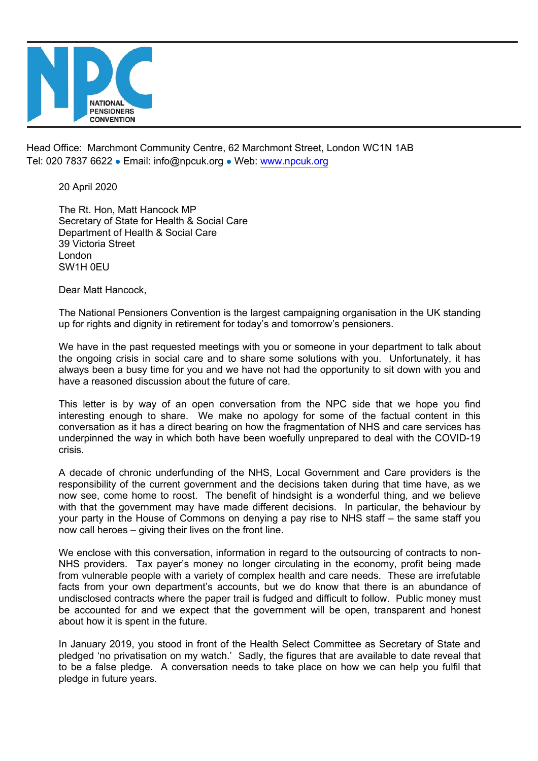**NATIONAL PENSIONERS CONVENTION**

Head Office: Marchmont Community Centre, 62 Marchmont Street, London WC1N 1AB
Tel: 020 7837 6622 • Email: info@npcuk.org • Web: www.npcuk.org

20 April 2020

The Rt. Hon, Matt Hancock MP
Secretary of State for Health & Social Care
Department of Health & Social Care
39 Victoria Street
London
SW1H 0EU

Dear Matt Hancock,

The National Pensioners Convention is the largest campaigning organisation in the UK standing up for rights and dignity in retirement for today's and tomorrow's pensioners.

We have in the past requested meetings with you or someone in your department to talk about the ongoing crisis in social care and to share some solutions with you. Unfortunately, it has always been a busy time for you and we have not had the opportunity to sit down with you and have a reasoned discussion about the future of care.

This letter is by way of an open conversation from the NPC side that we hope you find interesting enough to share. We make no apology for some of the factual content in this conversation as it has a direct bearing on how the fragmentation of NHS and care services has underpinned the way in which both have been woefully unprepared to deal with the COVID-19 crisis.

A decade of chronic underfunding of the NHS, Local Government and Care providers is the responsibility of the current government and the decisions taken during that time have, as we now see, come home to roost. The benefit of hindsight is a wonderful thing, and we believe with that the government may have made different decisions. In particular, the behaviour by your party in the House of Commons on denying a pay rise to NHS staff – the same staff you now call heroes – giving their lives on the front line.

We enclose with this conversation, information in regard to the outsourcing of contracts to non-NHS providers. Tax payer's money no longer circulating in the economy, profit being made from vulnerable people with a variety of complex health and care needs. These are irrefutable facts from your own department's accounts, but we do know that there is an abundance of undisclosed contracts where the paper trail is fudged and difficult to follow. Public money must be accounted for and we expect that the government will be open, transparent and honest about how it is spent in the future.

In January 2019, you stood in front of the Health Select Committee as Secretary of State and pledged 'no privatisation on my watch.' Sadly, the figures that are available to date reveal that to be a false pledge. A conversation needs to take place on how we can help you fulfil that pledge in future years.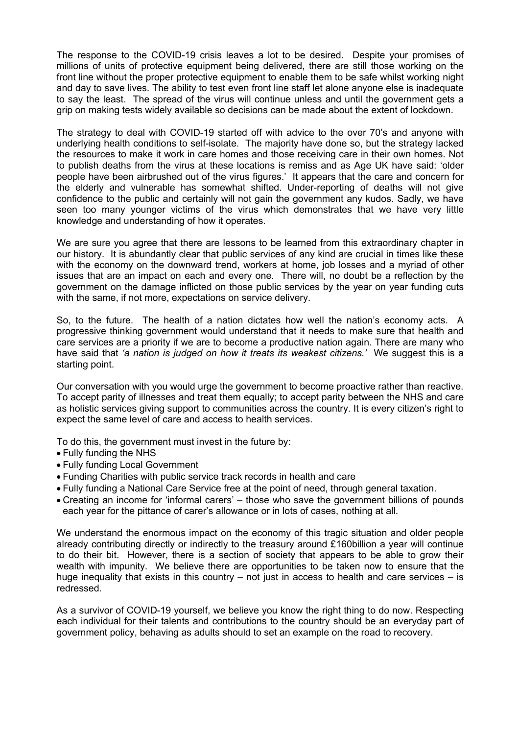The response to the COVID-19 crisis leaves a lot to be desired. Despite your promises of millions of units of protective equipment being delivered, there are still those working on the front line without the proper protective equipment to enable them to be safe whilst working night and day to save lives. The ability to test even front line staff let alone anyone else is inadequate to say the least. The spread of the virus will continue unless and until the government gets a grip on making tests widely available so decisions can be made about the extent of lockdown.

The strategy to deal with COVID-19 started off with advice to the over 70's and anyone with underlying health conditions to self-isolate. The majority have done so, but the strategy lacked the resources to make it work in care homes and those receiving care in their own homes. Not to publish deaths from the virus at these locations is remiss and as Age UK have said: 'older people have been airbrushed out of the virus figures.' It appears that the care and concern for the elderly and vulnerable has somewhat shifted. Under-reporting of deaths will not give confidence to the public and certainly will not gain the government any kudos. Sadly, we have seen too many younger victims of the virus which demonstrates that we have very little knowledge and understanding of how it operates.

We are sure you agree that there are lessons to be learned from this extraordinary chapter in our history. It is abundantly clear that public services of any kind are crucial in times like these with the economy on the downward trend, workers at home, job losses and a myriad of other issues that are an impact on each and every one. There will, no doubt be a reflection by the government on the damage inflicted on those public services by the year on year funding cuts with the same, if not more, expectations on service delivery.

So, to the future. The health of a nation dictates how well the nation's economy acts. A progressive thinking government would understand that it needs to make sure that health and care services are a priority if we are to become a productive nation again. There are many who have said that *'a nation is judged on how it treats its weakest citizens.'* We suggest this is a starting point.

Our conversation with you would urge the government to become proactive rather than reactive. To accept parity of illnesses and treat them equally; to accept parity between the NHS and care as holistic services giving support to communities across the country. It is every citizen's right to expect the same level of care and access to health services.

To do this, the government must invest in the future by:

- Fully funding the NHS
- Fully funding Local Government
- Funding Charities with public service track records in health and care
- Fully funding a National Care Service free at the point of need, through general taxation.
- Creating an income for 'informal carers' – those who save the government billions of pounds each year for the pittance of carer's allowance or in lots of cases, nothing at all.

We understand the enormous impact on the economy of this tragic situation and older people already contributing directly or indirectly to the treasury around £160billion a year will continue to do their bit. However, there is a section of society that appears to be able to grow their wealth with impunity. We believe there are opportunities to be taken now to ensure that the huge inequality that exists in this country – not just in access to health and care services – is redressed.

As a survivor of COVID-19 yourself, we believe you know the right thing to do now. Respecting each individual for their talents and contributions to the country should be an everyday part of government policy, behaving as adults should to set an example on the road to recovery.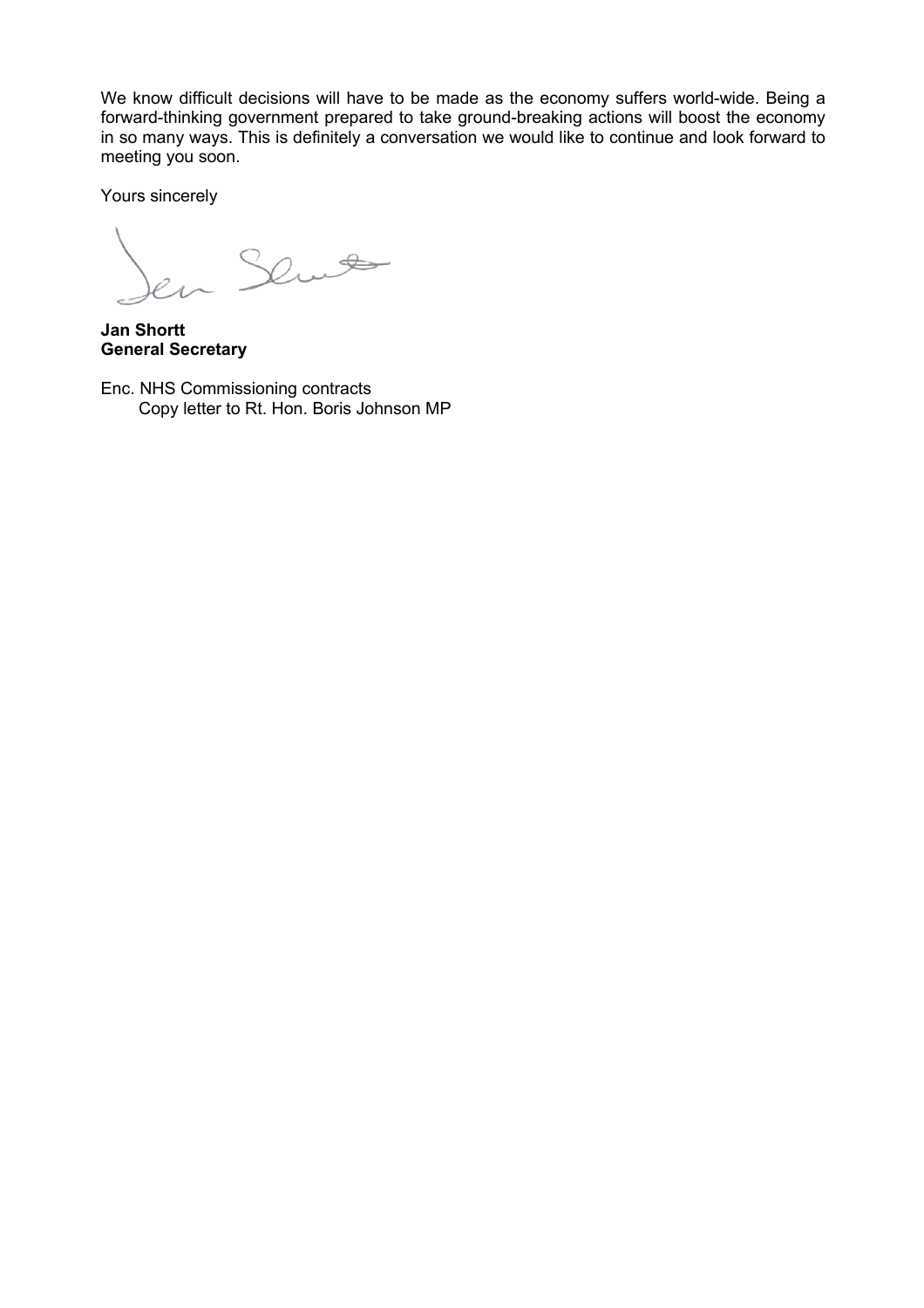We know difficult decisions will have to be made as the economy suffers world-wide. Being a forward-thinking government prepared to take ground-breaking actions will boost the economy in so many ways. This is definitely a conversation we would like to continue and look forward to meeting you soon.

Yours sincerely

**Jan Shortt**
**General Secretary**

Enc. NHS Commissioning contracts
Copy letter to Rt. Hon. Boris Johnson MP